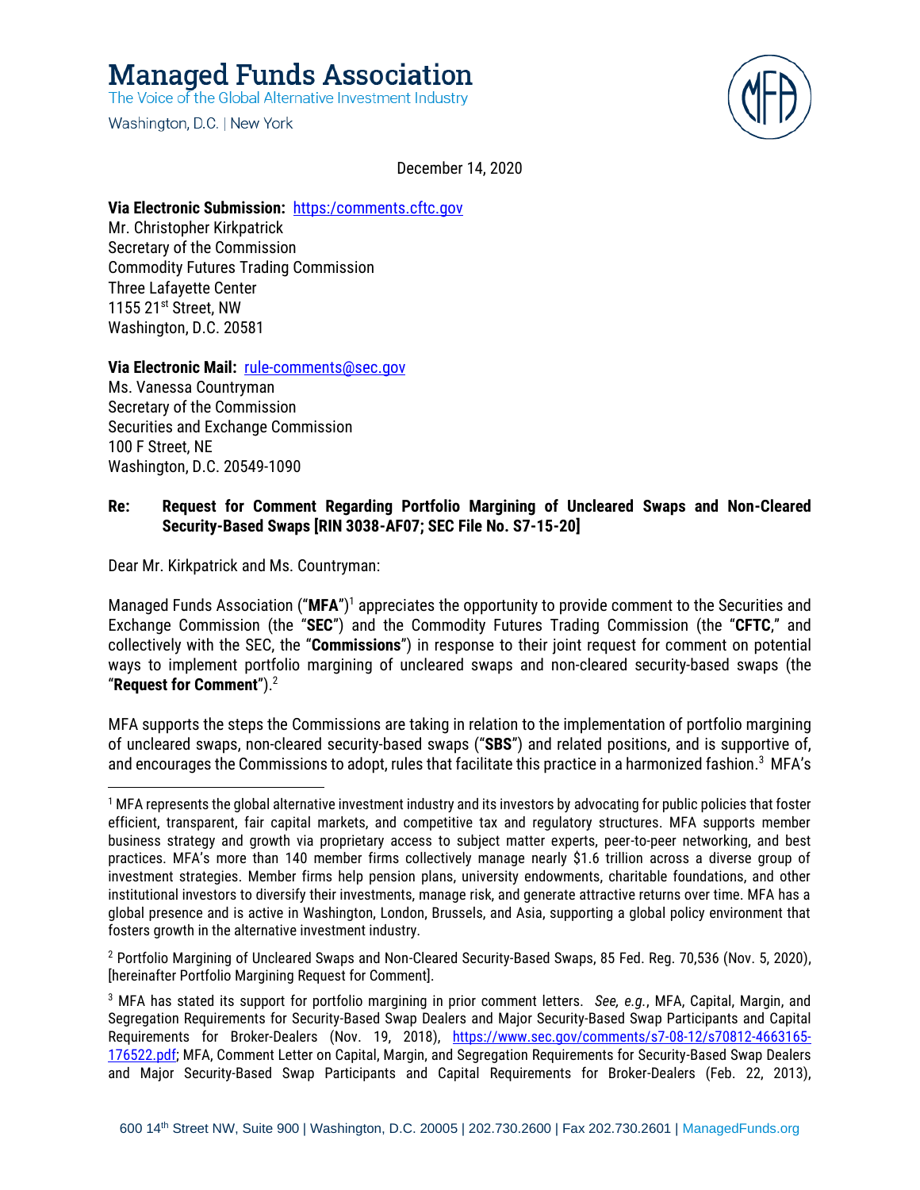# Managed Funds Association

The Voice of the Global Alternative Investment Industry

Washington, D.C. | New York

December 14, 2020

**Via Electronic Submission:** https:/comments.cftc.gov
Mr. Christopher Kirkpatrick
Secretary of the Commission
Commodity Futures Trading Commission
Three Lafayette Center
1155 21st Street, NW
Washington, D.C. 20581

**Via Electronic Mail:** rule-comments@sec.gov
Ms. Vanessa Countryman
Secretary of the Commission
Securities and Exchange Commission
100 F Street, NE
Washington, D.C. 20549-1090

**Re: Request for Comment Regarding Portfolio Margining of Uncleared Swaps and Non-Cleared Security-Based Swaps [RIN 3038-AF07; SEC File No. S7-15-20]**

Dear Mr. Kirkpatrick and Ms. Countryman:

Managed Funds Association ("**MFA**")[1] appreciates the opportunity to provide comment to the Securities and Exchange Commission (the "**SEC**") and the Commodity Futures Trading Commission (the "**CFTC**," and collectively with the SEC, the "**Commissions**") in response to their joint request for comment on potential ways to implement portfolio margining of uncleared swaps and non-cleared security-based swaps (the "**Request for Comment**").[2]

MFA supports the steps the Commissions are taking in relation to the implementation of portfolio margining of uncleared swaps, non-cleared security-based swaps ("**SBS**") and related positions, and is supportive of, and encourages the Commissions to adopt, rules that facilitate this practice in a harmonized fashion.[3] MFA's

---

[1] MFA represents the global alternative investment industry and its investors by advocating for public policies that foster efficient, transparent, fair capital markets, and competitive tax and regulatory structures. MFA supports member business strategy and growth via proprietary access to subject matter experts, peer-to-peer networking, and best practices. MFA's more than 140 member firms collectively manage nearly $1.6 trillion across a diverse group of investment strategies. Member firms help pension plans, university endowments, charitable foundations, and other institutional investors to diversify their investments, manage risk, and generate attractive returns over time. MFA has a global presence and is active in Washington, London, Brussels, and Asia, supporting a global policy environment that fosters growth in the alternative investment industry.

[2] Portfolio Margining of Uncleared Swaps and Non-Cleared Security-Based Swaps, 85 Fed. Reg. 70,536 (Nov. 5, 2020), [hereinafter Portfolio Margining Request for Comment].

[3] MFA has stated its support for portfolio margining in prior comment letters. *See, e.g.*, MFA, Capital, Margin, and Segregation Requirements for Security-Based Swap Dealers and Major Security-Based Swap Participants and Capital Requirements for Broker-Dealers (Nov. 19, 2018), https://www.sec.gov/comments/s7-08-12/s70812-4663165-176522.pdf; MFA, Comment Letter on Capital, Margin, and Segregation Requirements for Security-Based Swap Dealers and Major Security-Based Swap Participants and Capital Requirements for Broker-Dealers (Feb. 22, 2013),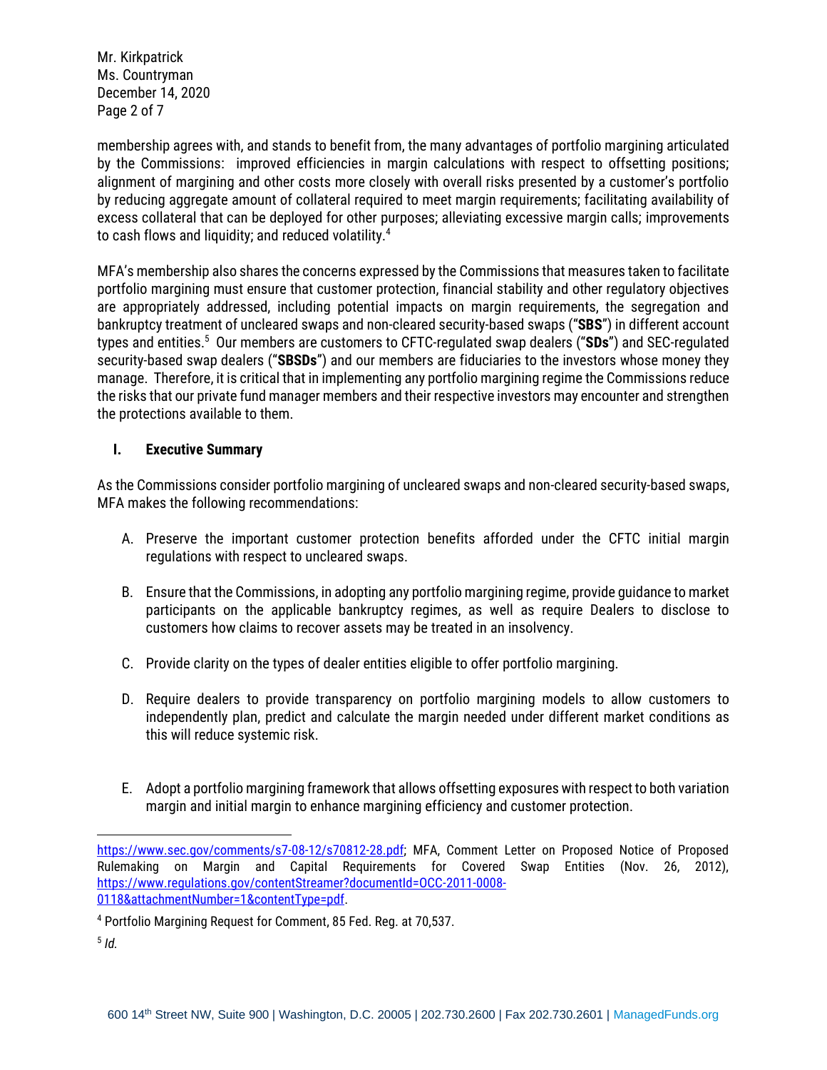membership agrees with, and stands to benefit from, the many advantages of portfolio margining articulated by the Commissions: improved efficiencies in margin calculations with respect to offsetting positions; alignment of margining and other costs more closely with overall risks presented by a customer's portfolio by reducing aggregate amount of collateral required to meet margin requirements; facilitating availability of excess collateral that can be deployed for other purposes; alleviating excessive margin calls; improvements to cash flows and liquidity; and reduced volatility.[4]

MFA's membership also shares the concerns expressed by the Commissions that measures taken to facilitate portfolio margining must ensure that customer protection, financial stability and other regulatory objectives are appropriately addressed, including potential impacts on margin requirements, the segregation and bankruptcy treatment of uncleared swaps and non-cleared security-based swaps ("**SBS**") in different account types and entities.[5] Our members are customers to CFTC-regulated swap dealers ("**SDs**") and SEC-regulated security-based swaps dealers ("**SBSDs**") and our members are fiduciaries to the investors whose money they manage. Therefore, it is critical that in implementing any portfolio margining regime the Commissions reduce the risks that our private fund manager members and their respective investors may encounter and strengthen the protections available to them.

## I. Executive Summary

As the Commissions consider portfolio margining of uncleared swaps and non-cleared security-based swaps, MFA makes the following recommendations:

A. Preserve the important customer protection benefits afforded under the CFTC initial margin regulations with respect to uncleared swaps.

B. Ensure that the Commissions, in adopting any portfolio margining regime, provide guidance to market participants on the applicable bankruptcy regimes, as well as require Dealers to disclose to customers how claims to recover assets may be treated in an insolvency.

C. Provide clarity on the types of dealer entities eligible to offer portfolio margining.

D. Require dealers to provide transparency on portfolio margining models to allow customers to independently plan, predict and calculate the margin needed under different market conditions as this will reduce systemic risk.

E. Adopt a portfolio margining framework that allows offsetting exposures with respect to both variation margin and initial margin to enhance margining efficiency and customer protection.

---

https://www.sec.gov/comments/s7-08-12/s70812-28.pdf; MFA, Comment Letter on Proposed Notice of Proposed Rulemaking on Margin and Capital Requirements for Covered Swap Entities (Nov. 26, 2012), https://www.regulations.gov/contentStreamer?documentId=OCC-2011-0008-0118&attachmentNumber=1&contentType=pdf.

[4] Portfolio Margining Request for Comment, 85 Fed. Reg. at 70,537.

[5] *Id.*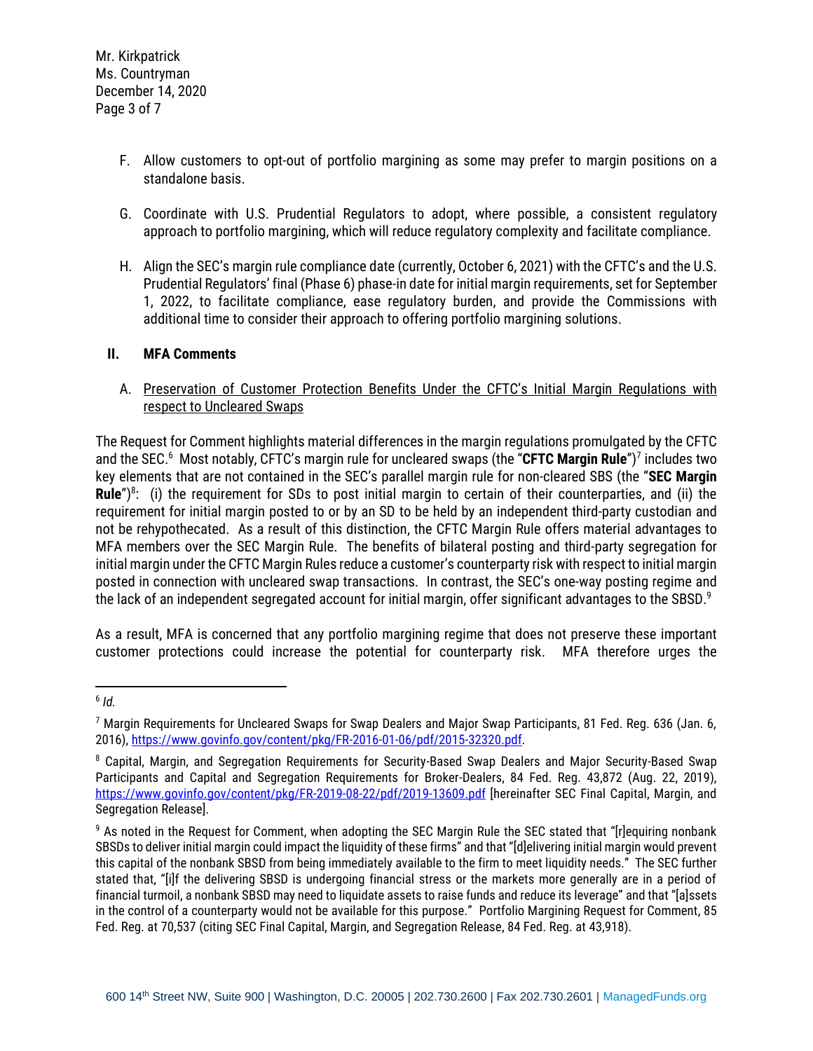F. Allow customers to opt-out of portfolio margining as some may prefer to margin positions on a standalone basis.

G. Coordinate with U.S. Prudential Regulators to adopt, where possible, a consistent regulatory approach to portfolio margining, which will reduce regulatory complexity and facilitate compliance.

H. Align the SEC's margin rule compliance date (currently, October 6, 2021) with the CFTC's and the U.S. Prudential Regulators' final (Phase 6) phase-in date for initial margin requirements, set for September 1, 2022, to facilitate compliance, ease regulatory burden, and provide the Commissions with additional time to consider their approach to offering portfolio margining solutions.

## II. MFA Comments

### A. Preservation of Customer Protection Benefits Under the CFTC's Initial Margin Regulations with respect to Uncleared Swaps

The Request for Comment highlights material differences in the margin regulations promulgated by the CFTC and the SEC.[6] Most notably, CFTC's margin rule for uncleared swaps (the "**CFTC Margin Rule**")[7] includes two key elements that are not contained in the SEC's parallel margin rule for non-cleared SBS (the "**SEC Margin Rule**")[8]: (i) the requirement for SDs to post initial margin to certain of their counterparties, and (ii) the requirement for initial margin posted to or by an SD to be held by an independent third-party custodian and not be rehypothecated. As a result of this distinction, the CFTC Margin Rule offers material advantages to MFA members over the SEC Margin Rule. The benefits of bilateral posting and third-party segregation for initial margin under the CFTC Margin Rules reduce a customer's counterparty risk with respect to initial margin posted in connection with uncleared swap transactions. In contrast, the SEC's one-way posting regime and the lack of an independent segregated account for initial margin, offer significant advantages to the SBSD.[9]

As a result, MFA is concerned that any portfolio margining regime that does not preserve these important customer protections could increase the potential for counterparty risk. MFA therefore urges the

---

[6] *Id.*

[7] Margin Requirements for Uncleared Swaps for Swap Dealers and Major Swap Participants, 81 Fed. Reg. 636 (Jan. 6, 2016), https://www.govinfo.gov/content/pkg/FR-2016-01-06/pdf/2015-32320.pdf.

[8] Capital, Margin, and Segregation Requirements for Security-Based Swap Dealers and Major Security-Based Swap Participants and Capital and Segregation Requirements for Broker-Dealers, 84 Fed. Reg. 43,872 (Aug. 22, 2019), https://www.govinfo.gov/content/pkg/FR-2019-08-22/pdf/2019-13609.pdf [hereinafter SEC Final Capital, Margin, and Segregation Release].

[9] As noted in the Request for Comment, when adopting the SEC Margin Rule the SEC stated that "[r]equiring nonbank SBSDs to deliver initial margin could impact the liquidity of these firms" and that "[d]elivering initial margin would prevent this capital of the nonbank SBSD from being immediately available to the firm to meet liquidity needs." The SEC further stated that, "[i]f the delivering SBSD is undergoing financial stress or the markets more generally are in a period of financial turmoil, a nonbank SBSD may need to liquidate assets to raise funds and reduce its leverage" and that "[a]ssets in the control of a counterparty would not be available for this purpose." Portfolio Margining Request for Comment, 85 Fed. Reg. at 70,537 (citing SEC Final Capital, Margin, and Segregation Release, 84 Fed. Reg. at 43,918).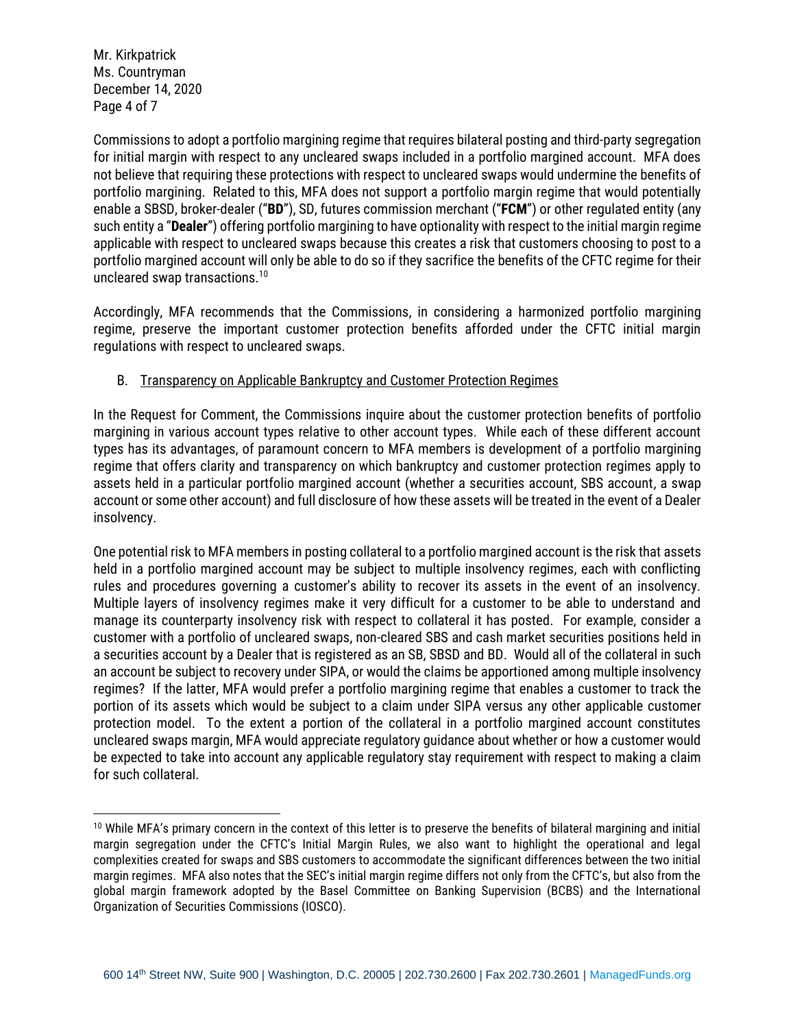Commissions to adopt a portfolio margining regime that requires bilateral posting and third-party segregation for initial margin with respect to any uncleared swaps included in a portfolio margined account. MFA does not believe that requiring these protections with respect to uncleared swaps would undermine the benefits of portfolio margining. Related to this, MFA does not support a portfolio margin regime that would potentially enable a SBSD, broker-dealer ("**BD**"), SD, futures commission merchant ("**FCM**") or other regulated entity (any such entity a "**Dealer**") offering portfolio margining to have optionality with respect to the initial margin regime applicable with respect to uncleared swaps because this creates a risk that customers choosing to post to a portfolio margined account will only be able to do so if they sacrifice the benefits of the CFTC regime for their uncleared swap transactions.[10]

Accordingly, MFA recommends that the Commissions, in considering a harmonized portfolio margining regime, preserve the important customer protection benefits afforded under the CFTC initial margin regulations with respect to uncleared swaps.

B. Transparency on Applicable Bankruptcy and Customer Protection Regimes

In the Request for Comment, the Commissions inquire about the customer protection benefits of portfolio margining in various account types relative to other account types. While each of these different account types has its advantages, of paramount concern to MFA members is development of a portfolio margining regime that offers clarity and transparency on which bankruptcy and customer protection regimes apply to assets held in a particular portfolio margined account (whether a securities account, SBS account, a swap account or some other account) and full disclosure of how these assets will be treated in the event of a Dealer insolvency.

One potential risk to MFA members in posting collateral to a portfolio margined account is the risk that assets held in a portfolio margined account may be subject to multiple insolvency regimes, each with conflicting rules and procedures governing a customer's ability to recover its assets in the event of an insolvency. Multiple layers of insolvency regimes make it very difficult for a customer to be able to understand and manage its counterparty insolvency risk with respect to collateral it has posted. For example, consider a customer with a portfolio of uncleared swaps, non-cleared SBS and cash market securities positions held in a securities account by a Dealer that is registered as an SB, SBSD and BD. Would all of the collateral in such an account be subject to recovery under SIPA, or would the claims be apportioned among multiple insolvency regimes? If the latter, MFA would prefer a portfolio margining regime that enables a customer to track the portion of its assets which would be subject to a claim under SIPA versus any other applicable customer protection model. To the extent a portion of the collateral in a portfolio margined account constitutes uncleared swaps margin, MFA would appreciate regulatory guidance about whether or how a customer would be expected to take into account any applicable regulatory stay requirement with respect to making a claim for such collateral.

---

[10] While MFA's primary concern in the context of this letter is to preserve the benefits of bilateral margining and initial margin segregation under the CFTC's Initial Margin Rules, we also want to highlight the operational and legal complexities created for swaps and SBS customers to accommodate the significant differences between the two initial margin regimes. MFA also notes that the SEC's initial margin regime differs not only from the CFTC's, but also from the global margin framework adopted by the Basel Committee on Banking Supervision (BCBS) and the International Organization of Securities Commissions (IOSCO).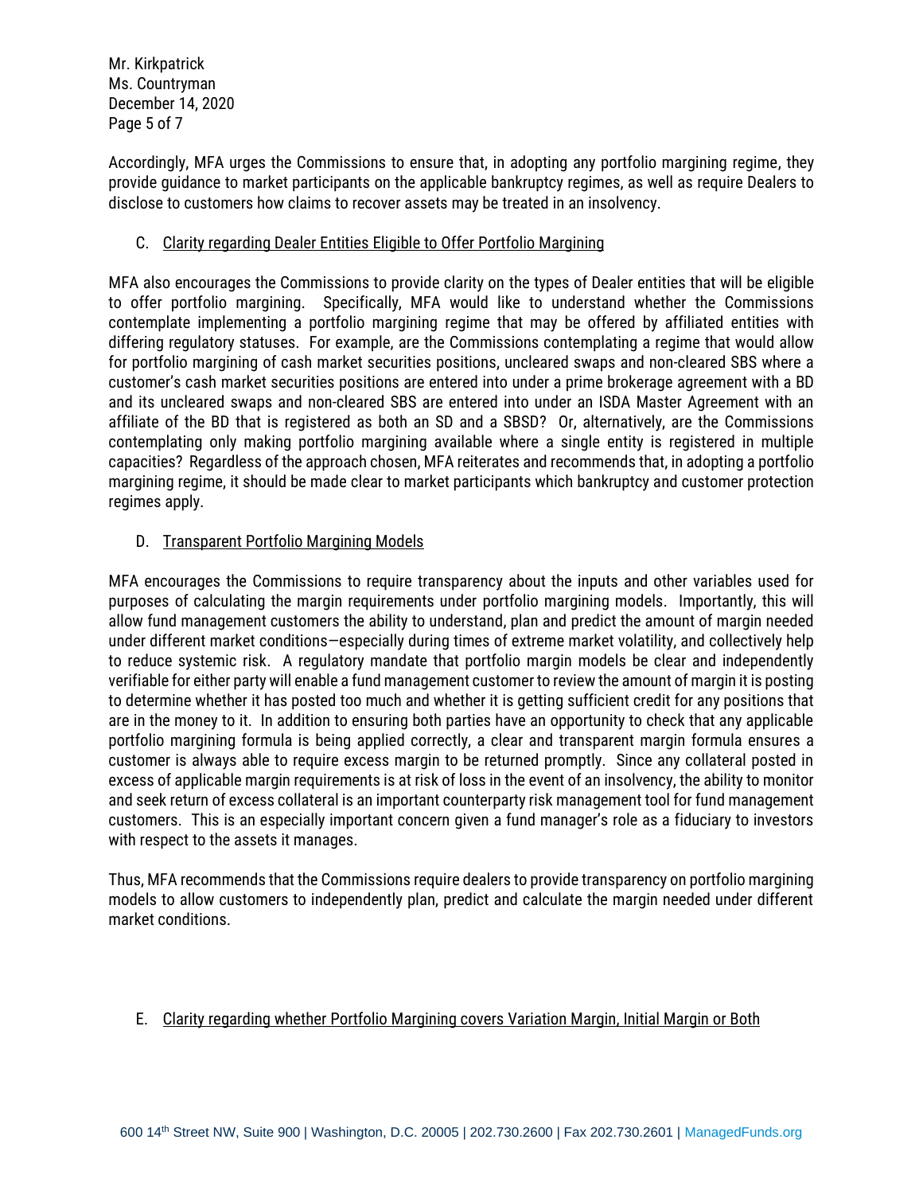Accordingly, MFA urges the Commissions to ensure that, in adopting any portfolio margining regime, they provide guidance to market participants on the applicable bankruptcy regimes, as well as require Dealers to disclose to customers how claims to recover assets may be treated in an insolvency.

C. Clarity regarding Dealer Entities Eligible to Offer Portfolio Margining

MFA also encourages the Commissions to provide clarity on the types of Dealer entities that will be eligible to offer portfolio margining. Specifically, MFA would like to understand whether the Commissions contemplate implementing a portfolio margining regime that may be offered by affiliated entities with differing regulatory statuses. For example, are the Commissions contemplating a regime that would allow for portfolio margining of cash market securities positions, uncleared swaps and non-cleared SBS where a customer's cash market securities positions are entered into under a prime brokerage agreement with a BD and its uncleared swaps and non-cleared SBS are entered into under an ISDA Master Agreement with an affiliate of the BD that is registered as both an SD and a SBSD? Or, alternatively, are the Commissions contemplating only making portfolio margining available where a single entity is registered in multiple capacities? Regardless of the approach chosen, MFA reiterates and recommends that, in adopting a portfolio margining regime, it should be made clear to market participants which bankruptcy and customer protection regimes apply.

D. Transparent Portfolio Margining Models

MFA encourages the Commissions to require transparency about the inputs and other variables used for purposes of calculating the margin requirements under portfolio margining models. Importantly, this will allow fund management customers the ability to understand, plan and predict the amount of margin needed under different market conditions—especially during times of extreme market volatility, and collectively help to reduce systemic risk. A regulatory mandate that portfolio margin models be clear and independently verifiable for either party will enable a fund management customer to review the amount of margin it is posting to determine whether it has posted too much and whether it is getting sufficient credit for any positions that are in the money to it. In addition to ensuring both parties have an opportunity to check that any applicable portfolio margining formula is being applied correctly, a clear and transparent margin formula ensures a customer is always able to require excess margin to be returned promptly. Since any collateral posted in excess of applicable margin requirements is at risk of loss in the event of an insolvency, the ability to monitor and seek return of excess collateral is an important counterparty risk management tool for fund management customers. This is an especially important concern given a fund manager's role as a fiduciary to investors with respect to the assets it manages.

Thus, MFA recommends that the Commissions require dealers to provide transparency on portfolio margining models to allow customers to independently plan, predict and calculate the margin needed under different market conditions.

E. Clarity regarding whether Portfolio Margining covers Variation Margin, Initial Margin or Both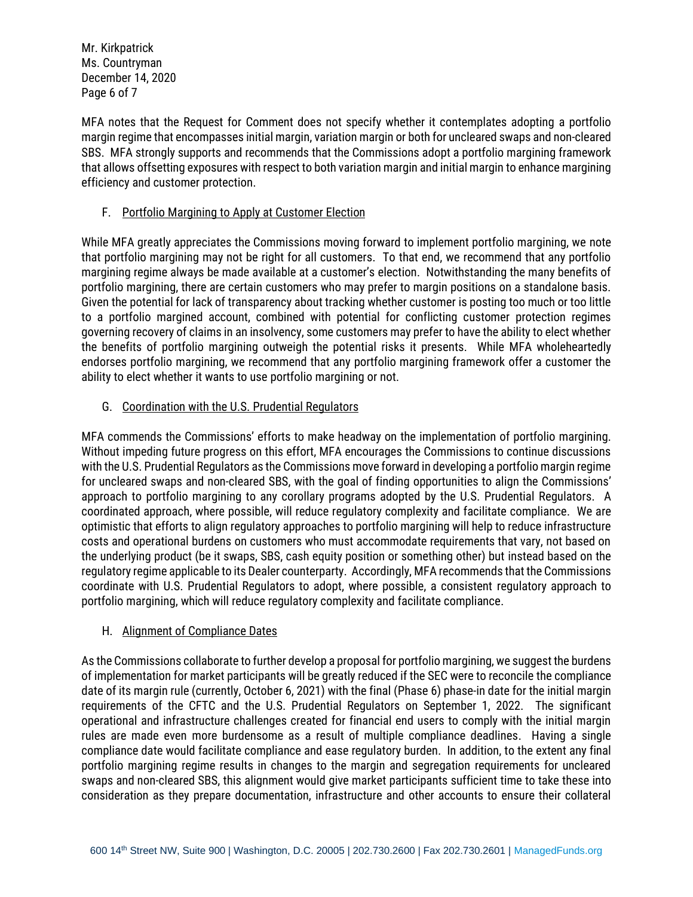MFA notes that the Request for Comment does not specify whether it contemplates adopting a portfolio margin regime that encompasses initial margin, variation margin or both for uncleared swaps and non-cleared SBS. MFA strongly supports and recommends that the Commissions adopt a portfolio margining framework that allows offsetting exposures with respect to both variation margin and initial margin to enhance margining efficiency and customer protection.

F. Portfolio Margining to Apply at Customer Election

While MFA greatly appreciates the Commissions moving forward to implement portfolio margining, we note that portfolio margining may not be right for all customers. To that end, we recommend that any portfolio margining regime always be made available at a customer's election. Notwithstanding the many benefits of portfolio margining, there are certain customers who may prefer to margin positions on a standalone basis. Given the potential for lack of transparency about tracking whether customer is posting too much or too little to a portfolio margined account, combined with potential for conflicting customer protection regimes governing recovery of claims in an insolvency, some customers may prefer to have the ability to elect whether the benefits of portfolio margining outweigh the potential risks it presents. While MFA wholeheartedly endorses portfolio margining, we recommend that any portfolio margining framework offer a customer the ability to elect whether it wants to use portfolio margining or not.

G. Coordination with the U.S. Prudential Regulators

MFA commends the Commissions' efforts to make headway on the implementation of portfolio margining. Without impeding future progress on this effort, MFA encourages the Commissions to continue discussions with the U.S. Prudential Regulators as the Commissions move forward in developing a portfolio margin regime for uncleared swaps and non-cleared SBS, with the goal of finding opportunities to align the Commissions' approach to portfolio margining to any corollary programs adopted by the U.S. Prudential Regulators. A coordinated approach, where possible, will reduce regulatory complexity and facilitate compliance. We are optimistic that efforts to align regulatory approaches to portfolio margining will help to reduce infrastructure costs and operational burdens on customers who must accommodate requirements that vary, not based on the underlying product (be it swaps, SBS, cash equity position or something other) but instead based on the regulatory regime applicable to its Dealer counterparty. Accordingly, MFA recommends that the Commissions coordinate with U.S. Prudential Regulators to adopt, where possible, a consistent regulatory approach to portfolio margining, which will reduce regulatory complexity and facilitate compliance.

H. Alignment of Compliance Dates

As the Commissions collaborate to further develop a proposal for portfolio margining, we suggest the burdens of implementation for market participants will be greatly reduced if the SEC were to reconcile the compliance date of its margin rule (currently, October 6, 2021) with the final (Phase 6) phase-in date for the initial margin requirements of the CFTC and the U.S. Prudential Regulators on September 1, 2022. The significant operational and infrastructure challenges created for financial end users to comply with the initial margin rules are made even more burdensome as a result of multiple compliance deadlines. Having a single compliance date would facilitate compliance and ease regulatory burden. In addition, to the extent any final portfolio margining regime results in changes to the margin and segregation requirements for uncleared swaps and non-cleared SBS, this alignment would give market participants sufficient time to take these into consideration as they prepare documentation, infrastructure and other accounts to ensure their collateral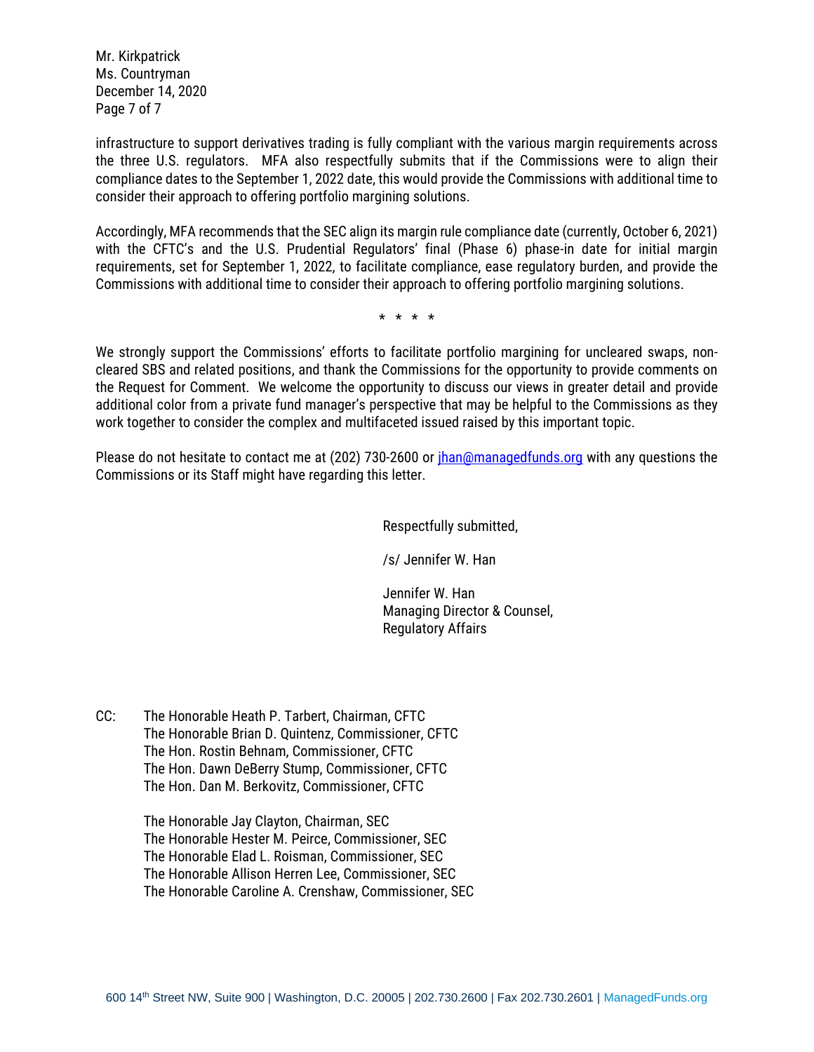infrastructure to support derivatives trading is fully compliant with the various margin requirements across the three U.S. regulators. MFA also respectfully submits that if the Commissions were to align their compliance dates to the September 1, 2022 date, this would provide the Commissions with additional time to consider their approach to offering portfolio margining solutions.

Accordingly, MFA recommends that the SEC align its margin rule compliance date (currently, October 6, 2021) with the CFTC's and the U.S. Prudential Regulators' final (Phase 6) phase-in date for initial margin requirements, set for September 1, 2022, to facilitate compliance, ease regulatory burden, and provide the Commissions with additional time to consider their approach to offering portfolio margining solutions.

\* \* \* \*

We strongly support the Commissions' efforts to facilitate portfolio margining for uncleared swaps, non-cleared SBS and related positions, and thank the Commissions for the opportunity to provide comments on the Request for Comment. We welcome the opportunity to discuss our views in greater detail and provide additional color from a private fund manager's perspective that may be helpful to the Commissions as they work together to consider the complex and multifaceted issued raised by this important topic.

Please do not hesitate to contact me at (202) 730-2600 or jhan@managedfunds.org with any questions the Commissions or its Staff might have regarding this letter.

Respectfully submitted,

/s/ Jennifer W. Han

Jennifer W. Han
Managing Director & Counsel,
Regulatory Affairs

CC: The Honorable Heath P. Tarbert, Chairman, CFTC
The Honorable Brian D. Quintenz, Commissioner, CFTC
The Hon. Rostin Behnam, Commissioner, CFTC
The Hon. Dawn DeBerry Stump, Commissioner, CFTC
The Hon. Dan M. Berkovitz, Commissioner, CFTC

The Honorable Jay Clayton, Chairman, SEC
The Honorable Hester M. Peirce, Commissioner, SEC
The Honorable Elad L. Roisman, Commissioner, SEC
The Honorable Allison Herren Lee, Commissioner, SEC
The Honorable Caroline A. Crenshaw, Commissioner, SEC